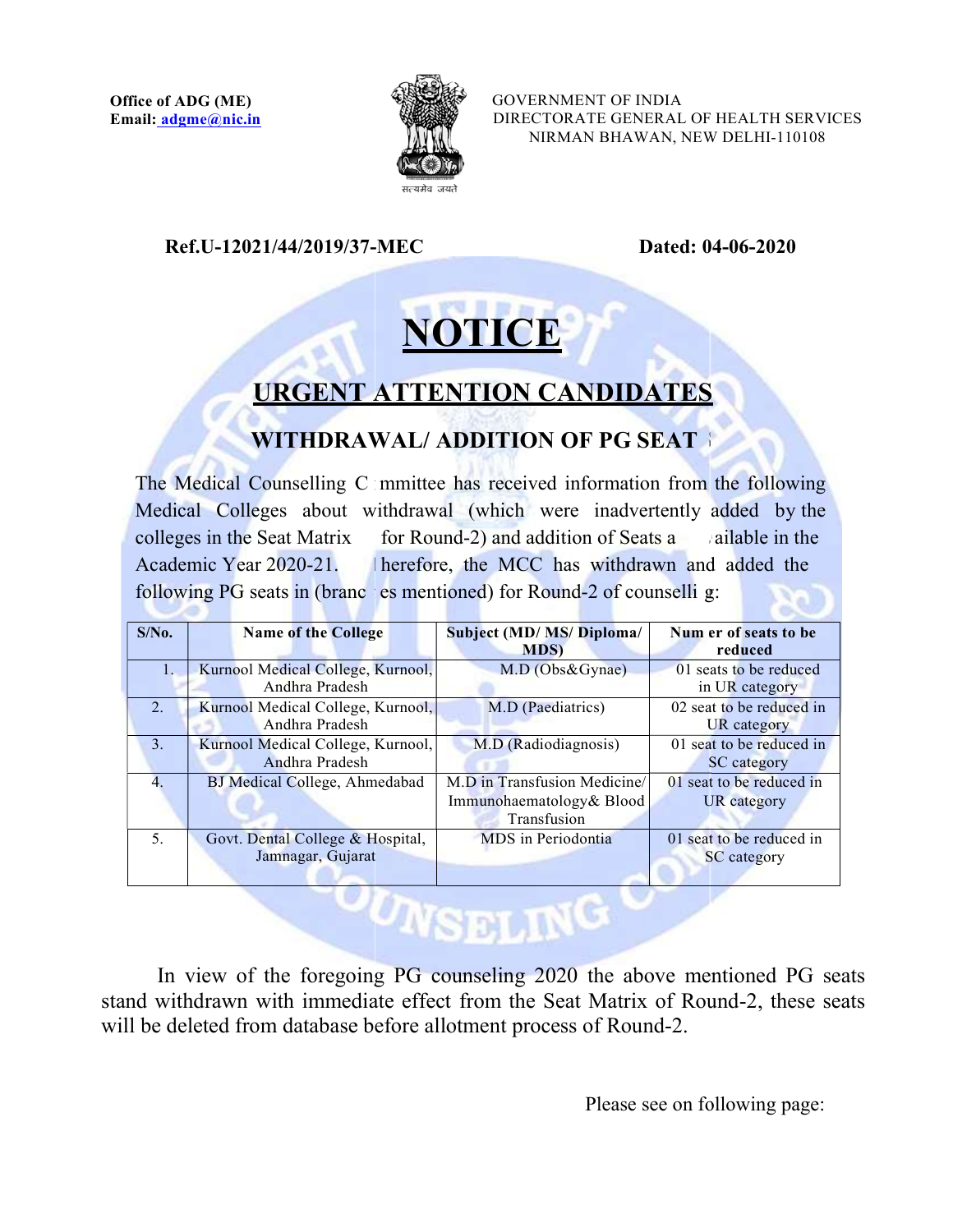**Office of ADG (ME)**
**Email: adgme@nic.in**

GOVERNMENT OF INDIA
DIRECTORATE GENERAL OF HEALTH SERVICES
NIRMAN BHAWAN, NEW DELHI-110108

**Ref.U-12021/44/2019/37-MEC** **Dated: 04-06-2020**

# NOTICE

## URGENT ATTENTION CANDIDATES

### WITHDRAWAL/ ADDITION OF PG SEATS

The Medical Counselling Committee has received information from the following Medical Colleges about withdrawal (which were inadvertently added by the colleges in the Seat Matrix for Round-2) and addition of Seats available in the Academic Year 2020-21. Therefore, the MCC has withdrawn and added the following PG seats in (branches mentioned) for Round-2 of counselling:

| S/No. | Name of the College | Subject (MD/ MS/ Diploma/ MDS) | Number of seats to be reduced |
|---|---|---|---|
| 1. | Kurnool Medical College, Kurnool, Andhra Pradesh | M.D (Obs&Gynae) | 01 seats to be reduced in UR category |
| 2. | Kurnool Medical College, Kurnool, Andhra Pradesh | M.D (Paediatrics) | 02 seat to be reduced in UR category |
| 3. | Kurnool Medical College, Kurnool, Andhra Pradesh | M.D (Radiodiagnosis) | 01 seat to be reduced in SC category |
| 4. | BJ Medical College, Ahmedabad | M.D in Transfusion Medicine/ Immunohaematology& Blood Transfusion | 01 seat to be reduced in UR category |
| 5. | Govt. Dental College & Hospital, Jamnagar, Gujarat | MDS in Periodontia | 01 seat to be reduced in SC category |

In view of the foregoing PG counseling 2020 the above mentioned PG seats stand withdrawn with immediate effect from the Seat Matrix of Round-2, these seats will be deleted from database before allotment process of Round-2.

Please see on following page: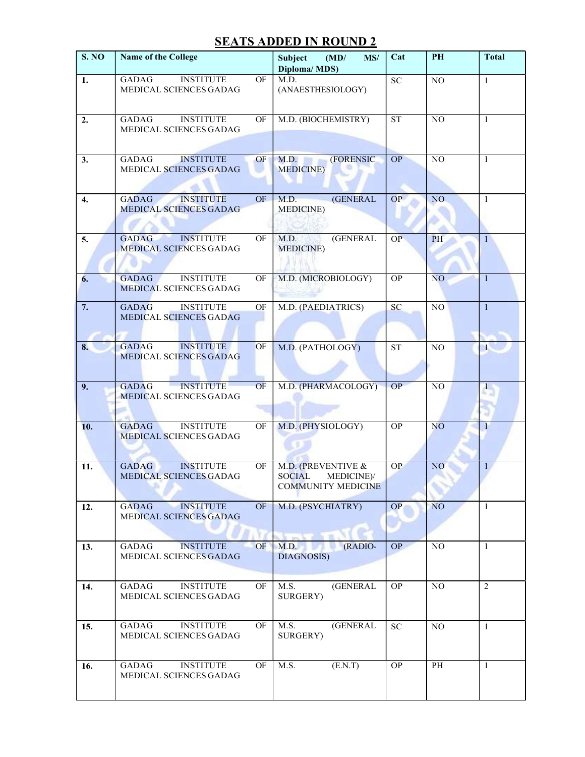## SEATS ADDED IN ROUND 2

| S. NO | Name of the College | Subject (MD/ MS/ Diploma/ MDS) | Cat | PH | Total |
|---|---|---|---|---|---|
| 1. | GADAG INSTITUTE OF MEDICAL SCIENCES GADAG | M.D. (ANAESTHESIOLOGY) | SC | NO | 1 |
| 2. | GADAG INSTITUTE OF MEDICAL SCIENCES GADAG | M.D. (BIOCHEMISTRY) | ST | NO | 1 |
| 3. | GADAG INSTITUTE OF MEDICAL SCIENCES GADAG | M.D. (FORENSIC MEDICINE) | OP | NO | 1 |
| 4. | GADAG INSTITUTE OF MEDICAL SCIENCES GADAG | M.D. (GENERAL MEDICINE) | OP | NO | 1 |
| 5. | GADAG INSTITUTE OF MEDICAL SCIENCES GADAG | M.D. (GENERAL MEDICINE) | OP | PH | 1 |
| 6. | GADAG INSTITUTE OF MEDICAL SCIENCES GADAG | M.D. (MICROBIOLOGY) | OP | NO | 1 |
| 7. | GADAG INSTITUTE OF MEDICAL SCIENCES GADAG | M.D. (PAEDIATRICS) | SC | NO | 1 |
| 8. | GADAG INSTITUTE OF MEDICAL SCIENCES GADAG | M.D. (PATHOLOGY) | ST | NO | 1 |
| 9. | GADAG INSTITUTE OF MEDICAL SCIENCES GADAG | M.D. (PHARMACOLOGY) | OP | NO | 1 |
| 10. | GADAG INSTITUTE OF MEDICAL SCIENCES GADAG | M.D. (PHYSIOLOGY) | OP | NO | 1 |
| 11. | GADAG INSTITUTE OF MEDICAL SCIENCES GADAG | M.D. (PREVENTIVE & SOCIAL MEDICINE)/ COMMUNITY MEDICINE | OP | NO | 1 |
| 12. | GADAG INSTITUTE OF MEDICAL SCIENCES GADAG | M.D. (PSYCHIATRY) | OP | NO | 1 |
| 13. | GADAG INSTITUTE OF MEDICAL SCIENCES GADAG | M.D. (RADIO-DIAGNOSIS) | OP | NO | 1 |
| 14. | GADAG INSTITUTE OF MEDICAL SCIENCES GADAG | M.S. (GENERAL SURGERY) | OP | NO | 2 |
| 15. | GADAG INSTITUTE OF MEDICAL SCIENCES GADAG | M.S. (GENERAL SURGERY) | SC | NO | 1 |
| 16. | GADAG INSTITUTE OF MEDICAL SCIENCES GADAG | M.S. (E.N.T) | OP | PH | 1 |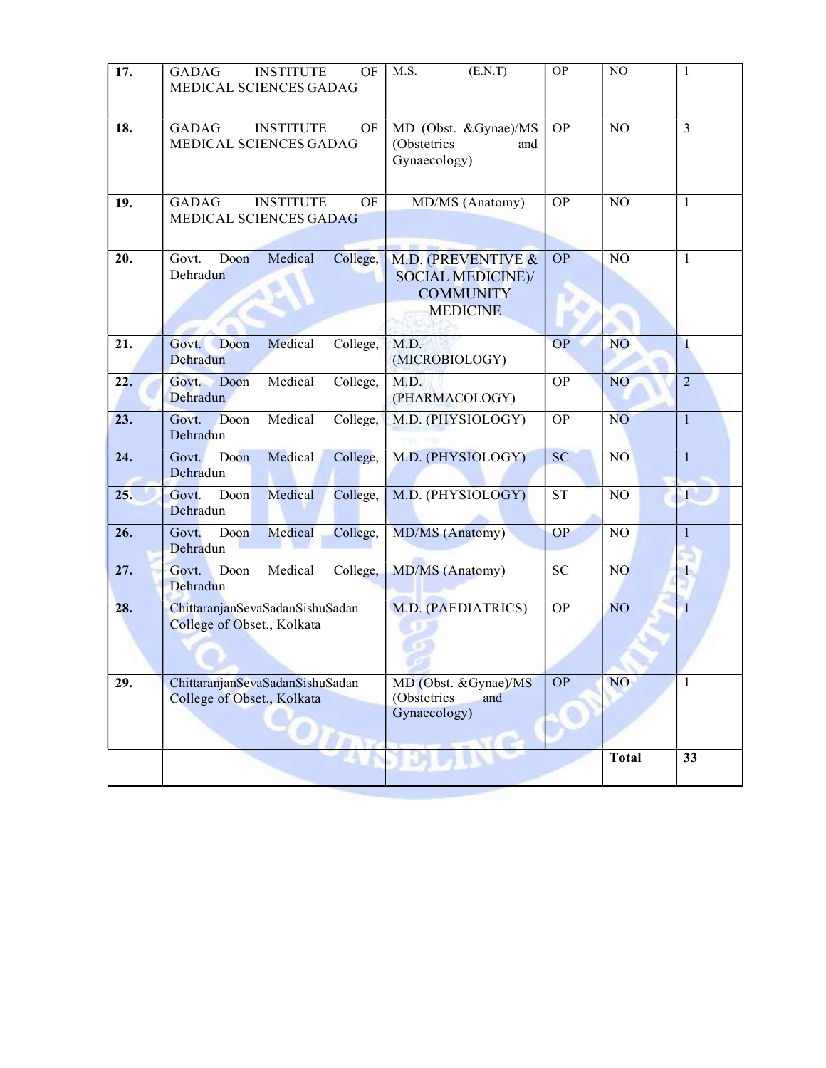| | | | | | |
|---|---|---|---|---|---|
| **17.** | GADAG INSTITUTE OF MEDICAL SCIENCES GADAG | M.S. (E.N.T) | OP | NO | 1 |
| **18.** | GADAG INSTITUTE OF MEDICAL SCIENCES GADAG | MD (Obst. &Gynae)/MS (Obstetrics and Gynaecology) | OP | NO | 3 |
| **19.** | GADAG INSTITUTE OF MEDICAL SCIENCES GADAG | MD/MS (Anatomy) | OP | NO | 1 |
| **20.** | Govt. Doon Medical College, Dehradun | M.D. (PREVENTIVE & SOCIAL MEDICINE)/ COMMUNITY MEDICINE | OP | NO | 1 |
| **21.** | Govt. Doon Medical College, Dehradun | M.D. (MICROBIOLOGY) | OP | NO | 1 |
| **22.** | Govt. Doon Medical College, Dehradun | M.D. (PHARMACOLOGY) | OP | NO | 2 |
| **23.** | Govt. Doon Medical College, Dehradun | M.D. (PHYSIOLOGY) | OP | NO | 1 |
| **24.** | Govt. Doon Medical College, Dehradun | M.D. (PHYSIOLOGY) | SC | NO | 1 |
| **25.** | Govt. Doon Medical College, Dehradun | M.D. (PHYSIOLOGY) | ST | NO | 1 |
| **26.** | Govt. Doon Medical College, Dehradun | MD/MS (Anatomy) | OP | NO | 1 |
| **27.** | Govt. Doon Medical College, Dehradun | MD/MS (Anatomy) | SC | NO | 1 |
| **28.** | ChittaranjanSevaSadanSishuSadan College of Obset., Kolkata | M.D. (PAEDIATRICS) | OP | NO | 1 |
| **29.** | ChittaranjanSevaSadanSishuSadan College of Obset., Kolkata | MD (Obst. &Gynae)/MS (Obstetrics and Gynaecology) | OP | NO | 1 |
| | | | | **Total** | **33** |